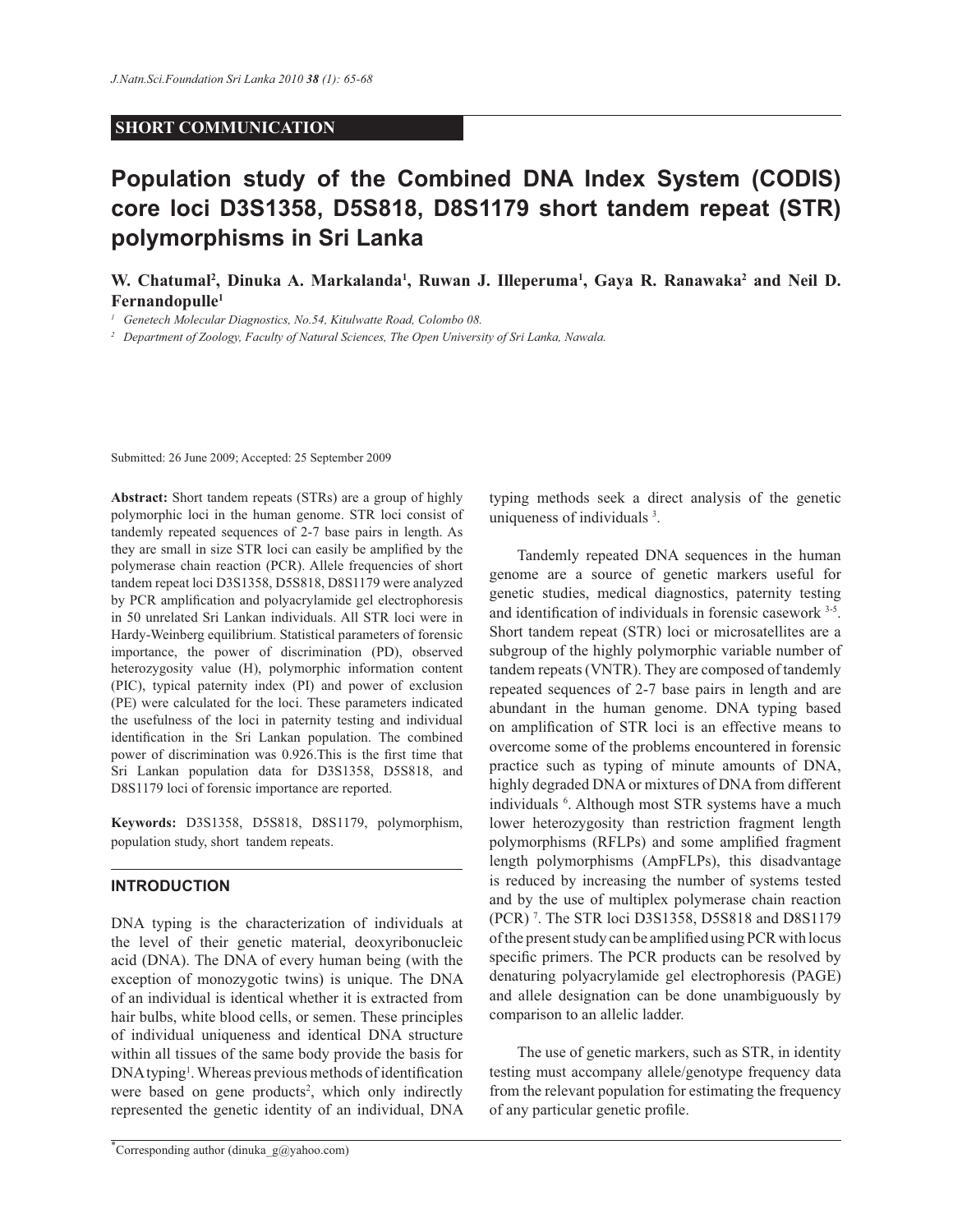SHORT COMMUNICATION

# Population study of the Combined DNA Index System (CODIS) core loci D3S1358, D5S818, D8S1179 short tandem repeat (STR) polymorphisms in Sri Lanka

**W. Chatumal[2], Dinuka A. Markalanda[1], Ruwan J. Illeperuma[1], Gaya R. Ranawaka[2] and Neil D. Fernandopulle[1]**

[1] Genetech Molecular Diagnostics, No.54, Kitulwatte Road, Colombo 08.

[2] Department of Zoology, Faculty of Natural Sciences, The Open University of Sri Lanka, Nawala.

Submitted: 26 June 2009; Accepted: 25 September 2009

**Abstract:** Short tandem repeats (STRs) are a group of highly polymorphic loci in the human genome. STR loci consist of tandemly repeated sequences of 2-7 base pairs in length. As they are small in size STR loci can easily be amplified by the polymerase chain reaction (PCR). Allele frequencies of short tandem repeat loci D3S1358, D5S818, D8S1179 were analyzed by PCR amplification and polyacrylamide gel electrophoresis in 50 unrelated Sri Lankan individuals. All STR loci were in Hardy-Weinberg equilibrium. Statistical parameters of forensic importance, the power of discrimination (PD), observed heterozygosity value (H), polymorphic information content (PIC), typical paternity index (PI) and power of exclusion (PE) were calculated for the loci. These parameters indicated the usefulness of the loci in paternity testing and individual identification in the Sri Lankan population. The combined power of discrimination was 0.926.This is the first time that Sri Lankan population data for D3S1358, D5S818, and D8S1179 loci of forensic importance are reported.

**Keywords:** D3S1358, D5S818, D8S1179, polymorphism, population study, short tandem repeats.

## INTRODUCTION

DNA typing is the characterization of individuals at the level of their genetic material, deoxyribonucleic acid (DNA). The DNA of every human being (with the exception of monozygotic twins) is unique. The DNA of an individual is identical whether it is extracted from hair bulbs, white blood cells, or semen. These principles of individual uniqueness and identical DNA structure within all tissues of the same body provide the basis for DNA typing[1]. Whereas previous methods of identification were based on gene products[2], which only indirectly represented the genetic identity of an individual, DNA typing methods seek a direct analysis of the genetic uniqueness of individuals [3].

Tandemly repeated DNA sequences in the human genome are a source of genetic markers useful for genetic studies, medical diagnostics, paternity testing and identification of individuals in forensic casework [3-5]. Short tandem repeat (STR) loci or microsatellites are a subgroup of the highly polymorphic variable number of tandem repeats (VNTR). They are composed of tandemly repeated sequences of 2-7 base pairs in length and are abundant in the human genome. DNA typing based on amplification of STR loci is an effective means to overcome some of the problems encountered in forensic practice such as typing of minute amounts of DNA, highly degraded DNA or mixtures of DNA from different individuals [6]. Although most STR systems have a much lower heterozygosity than restriction fragment length polymorphisms (RFLPs) and some amplified fragment length polymorphisms (AmpFLPs), this disadvantage is reduced by increasing the number of systems tested and by the use of multiplex polymerase chain reaction (PCR) [7]. The STR loci D3S1358, D5S818 and D8S1179 of the present study can be amplified using PCR with locus specific primers. The PCR products can be resolved by denaturing polyacrylamide gel electrophoresis (PAGE) and allele designation can be done unambiguously by comparison to an allelic ladder.

The use of genetic markers, such as STR, in identity testing must accompany allele/genotype frequency data from the relevant population for estimating the frequency of any particular genetic profile.

*Corresponding author (dinuka_g@yahoo.com)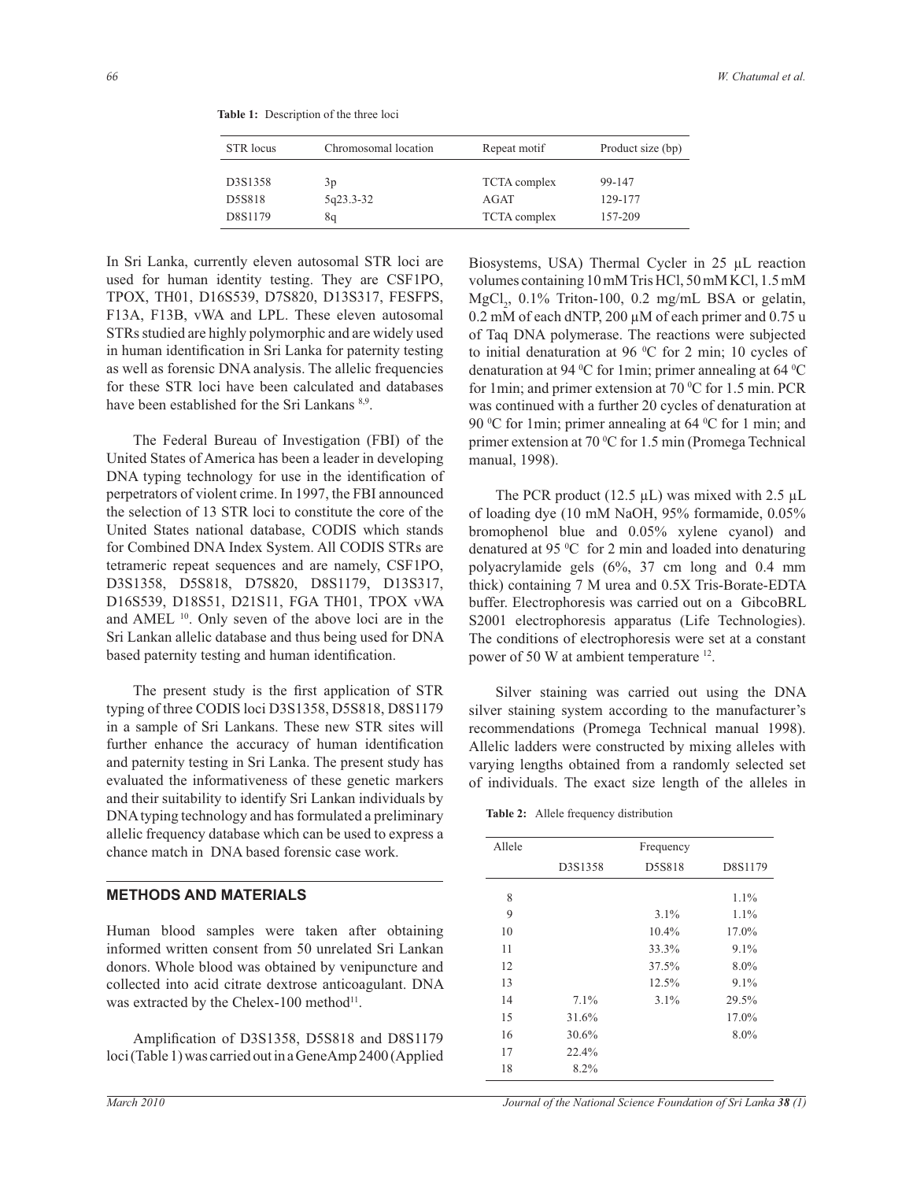**Table 1:** Description of the three loci

| STR locus | Chromosomal location | Repeat motif | Product size (bp) |
|---|---|---|---|
| D3S1358 | 3p | TCTA complex | 99-147 |
| D5S818 | 5q23.3-32 | AGAT | 129-177 |
| D8S1179 | 8q | TCTA complex | 157-209 |

In Sri Lanka, currently eleven autosomal STR loci are used for human identity testing. They are CSF1PO, TPOX, TH01, D16S539, D7S820, D13S317, FESFPS, F13A, F13B, vWA and LPL. These eleven autosomal STRs studied are highly polymorphic and are widely used in human identification in Sri Lanka for paternity testing as well as forensic DNA analysis. The allelic frequencies for these STR loci have been calculated and databases have been established for the Sri Lankans [8,9].

The Federal Bureau of Investigation (FBI) of the United States of America has been a leader in developing DNA typing technology for use in the identification of perpetrators of violent crime. In 1997, the FBI announced the selection of 13 STR loci to constitute the core of the United States national database, CODIS which stands for Combined DNA Index System. All CODIS STRs are tetrameric repeat sequences and are namely, CSF1PO, D3S1358, D5S818, D7S820, D8S1179, D13S317, D16S539, D18S51, D21S11, FGA TH01, TPOX vWA and AMEL [10]. Only seven of the above loci are in the Sri Lankan allelic database and thus being used for DNA based paternity testing and human identification.

The present study is the first application of STR typing of three CODIS loci D3S1358, D5S818, D8S1179 in a sample of Sri Lankans. These new STR sites will further enhance the accuracy of human identification and paternity testing in Sri Lanka. The present study has evaluated the informativeness of these genetic markers and their suitability to identify Sri Lankan individuals by DNA typing technology and has formulated a preliminary allelic frequency database which can be used to express a chance match in DNA based forensic case work.

## METHODS AND MATERIALS

Human blood samples were taken after obtaining informed written consent from 50 unrelated Sri Lankan donors. Whole blood was obtained by venipuncture and collected into acid citrate dextrose anticoagulant. DNA was extracted by the Chelex-100 method[11].

Amplification of D3S1358, D5S818 and D8S1179 loci (Table 1) was carried out in a GeneAmp 2400 (Applied Biosystems, USA) Thermal Cycler in 25 µL reaction volumes containing 10 mM Tris HCl, 50 mM KCl, 1.5 mM $MgCl_2$, 0.1% Triton-100, 0.2 mg/mL BSA or gelatin, 0.2 mM of each dNTP, 200 µM of each primer and 0.75 u of Taq DNA polymerase. The reactions were subjected to initial denaturation at 96 °C for 2 min; 10 cycles of denaturation at 94 °C for 1min; primer annealing at 64 °C for 1min; and primer extension at 70 °C for 1.5 min. PCR was continued with a further 20 cycles of denaturation at 90 °C for 1min; primer annealing at 64 °C for 1 min; and primer extension at 70 °C for 1.5 min (Promega Technical manual, 1998).

The PCR product (12.5 µL) was mixed with 2.5 µL of loading dye (10 mM NaOH, 95% formamide, 0.05% bromophenol blue and 0.05% xylene cyanol) and denatured at 95 °C for 2 min and loaded into denaturing polyacrylamide gels (6%, 37 cm long and 0.4 mm thick) containing 7 M urea and 0.5X Tris-Borate-EDTA buffer. Electrophoresis was carried out on a GibcoBRL S2001 electrophoresis apparatus (Life Technologies). The conditions of electrophoresis were set at a constant power of 50 W at ambient temperature [12].

Silver staining was carried out using the DNA silver staining system according to the manufacturer's recommendations (Promega Technical manual 1998). Allelic ladders were constructed by mixing alleles with varying lengths obtained from a randomly selected set of individuals. The exact size length of the alleles in

**Table 2:** Allele frequency distribution

| Allele | Frequency | | |
|---|---|---|---|
| | D3S1358 | D5S818 | D8S1179 |
| 8 | | | 1.1% |
| 9 | | 3.1% | 1.1% |
| 10 | | 10.4% | 17.0% |
| 11 | | 33.3% | 9.1% |
| 12 | | 37.5% | 8.0% |
| 13 | | 12.5% | 9.1% |
| 14 | 7.1% | 3.1% | 29.5% |
| 15 | 31.6% | | 17.0% |
| 16 | 30.6% | | 8.0% |
| 17 | 22.4% | | |
| 18 | 8.2% | | |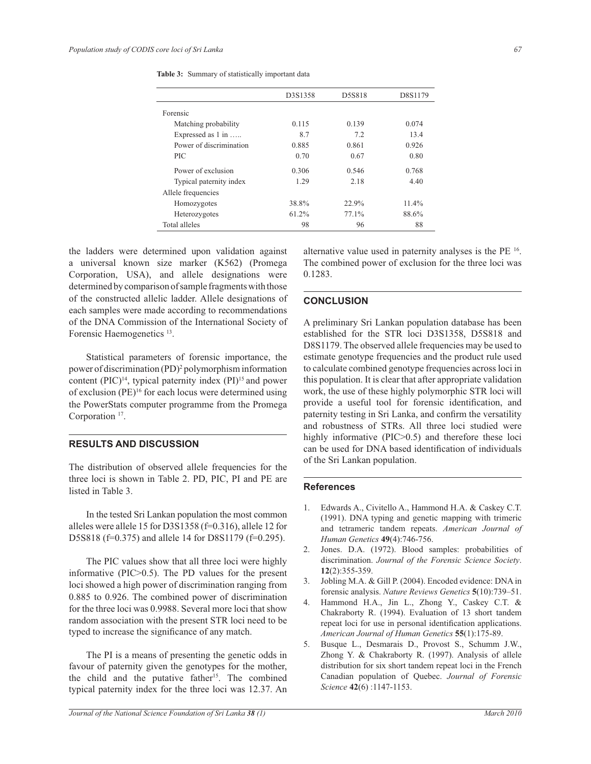**Table 3:** Summary of statistically important data

| | D3S1358 | D5S818 | D8S1179 |
|---|---|---|---|
| Forensic | | | |
| Matching probability | 0.115 | 0.139 | 0.074 |
| Expressed as 1 in ….. | 8.7 | 7.2 | 13.4 |
| Power of discrimination | 0.885 | 0.861 | 0.926 |
| PIC | 0.70 | 0.67 | 0.80 |
| Power of exclusion | 0.306 | 0.546 | 0.768 |
| Typical paternity index | 1.29 | 2.18 | 4.40 |
| Allele frequencies | | | |
| Homozygotes | 38.8% | 22.9% | 11.4% |
| Heterozygotes | 61.2% | 77.1% | 88.6% |
| Total alleles | 98 | 96 | 88 |

the ladders were determined upon validation against a universal known size marker (K562) (Promega Corporation, USA), and allele designations were determined by comparison of sample fragments with those of the constructed allelic ladder. Allele designations of each samples were made according to recommendations of the DNA Commission of the International Society of Forensic Haemogenetics [13].

Statistical parameters of forensic importance, the power of discrimination (PD)[2] polymorphism information content (PIC)[14], typical paternity index (PI)[15] and power of exclusion (PE)[16] for each locus were determined using the PowerStats computer programme from the Promega Corporation [17].

## RESULTS AND DISCUSSION

The distribution of observed allele frequencies for the three loci is shown in Table 2. PD, PIC, PI and PE are listed in Table 3.

In the tested Sri Lankan population the most common alleles were allele 15 for D3S1358 (f=0.316), allele 12 for D5S818 (f=0.375) and allele 14 for D8S1179 (f=0.295).

The PIC values show that all three loci were highly informative (PIC>0.5). The PD values for the present loci showed a high power of discrimination ranging from 0.885 to 0.926. The combined power of discrimination for the three loci was 0.9988. Several more loci that show random association with the present STR loci need to be typed to increase the significance of any match.

The PI is a means of presenting the genetic odds in favour of paternity given the genotypes for the mother, the child and the putative father[15]. The combined typical paternity index for the three loci was 12.37. An alternative value used in paternity analyses is the PE [16]. The combined power of exclusion for the three loci was 0.1283.

## CONCLUSION

A preliminary Sri Lankan population database has been established for the STR loci D3S1358, D5S818 and D8S1179. The observed allele frequencies may be used to estimate genotype frequencies and the product rule used to calculate combined genotype frequencies across loci in this population. It is clear that after appropriate validation work, the use of these highly polymorphic STR loci will provide a useful tool for forensic identification, and paternity testing in Sri Lanka, and confirm the versatility and robustness of STRs. All three loci studied were highly informative (PIC>0.5) and therefore these loci can be used for DNA based identification of individuals of the Sri Lankan population.

### References

1. Edwards A., Civitello A., Hammond H.A. & Caskey C.T. (1991). DNA typing and genetic mapping with trimeric and tetrameric tandem repeats. *American Journal of Human Genetics* **49**(4):746-756.
2. Jones. D.A. (1972). Blood samples: probabilities of discrimination. *Journal of the Forensic Science Society*. **12**(2):355-359.
3. Jobling M.A. & Gill P. (2004). Encoded evidence: DNA in forensic analysis. *Nature Reviews Genetics* **5**(10):739–51.
4. Hammond H.A., Jin L., Zhong Y., Caskey C.T. & Chakraborty R. (1994). Evaluation of 13 short tandem repeat loci for use in personal identification applications. *American Journal of Human Genetics* **55**(1):175-89.
5. Busque L., Desmarais D., Provost S., Schumm J.W., Zhong Y. & Chakraborty R. (1997). Analysis of allele distribution for six short tandem repeat loci in the French Canadian population of Quebec. *Journal of Forensic Science* **42**(6) :1147-1153.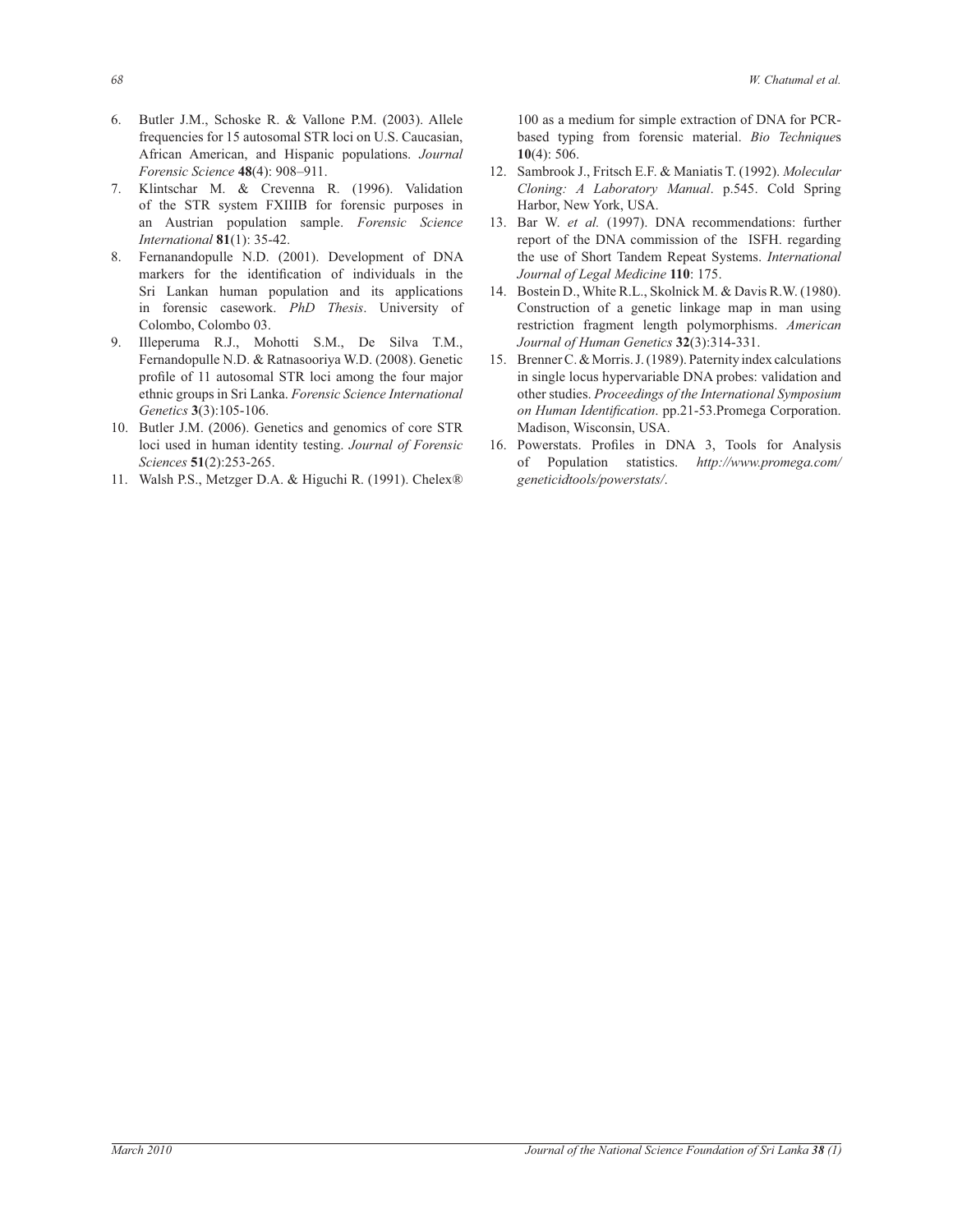6. Butler J.M., Schoske R. & Vallone P.M. (2003). Allele frequencies for 15 autosomal STR loci on U.S. Caucasian, African American, and Hispanic populations. *Journal Forensic Science* **48**(4): 908–911.
7. Klintschar M. & Crevenna R. (1996). Validation of the STR system FXIIIB for forensic purposes in an Austrian population sample. *Forensic Science International* **81**(1): 35-42.
8. Fernanandopulle N.D. (2001). Development of DNA markers for the identification of individuals in the Sri Lankan human population and its applications in forensic casework. *PhD Thesis*. University of Colombo, Colombo 03.
9. Illeperuma R.J., Mohotti S.M., De Silva T.M., Fernandopulle N.D. & Ratnasooriya W.D. (2008). Genetic profile of 11 autosomal STR loci among the four major ethnic groups in Sri Lanka. *Forensic Science International Genetics* **3**(3):105-106.
10. Butler J.M. (2006). Genetics and genomics of core STR loci used in human identity testing. *Journal of Forensic Sciences* **51**(2):253-265.
11. Walsh P.S., Metzger D.A. & Higuchi R. (1991). Chelex® 100 as a medium for simple extraction of DNA for PCR-based typing from forensic material. *Bio Techniques* **10**(4): 506.
12. Sambrook J., Fritsch E.F. & Maniatis T. (1992). *Molecular Cloning: A Laboratory Manual*. p.545. Cold Spring Harbor, New York, USA.
13. Bar W. *et al.* (1997). DNA recommendations: further report of the DNA commission of the ISFH. regarding the use of Short Tandem Repeat Systems. *International Journal of Legal Medicine* **110**: 175.
14. Bostein D., White R.L., Skolnick M. & Davis R.W. (1980). Construction of a genetic linkage map in man using restriction fragment length polymorphisms. *American Journal of Human Genetics* **32**(3):314-331.
15. Brenner C. & Morris. J. (1989). Paternity index calculations in single locus hypervariable DNA probes: validation and other studies. *Proceedings of the International Symposium on Human Identification*. pp.21-53.Promega Corporation. Madison, Wisconsin, USA.
16. Powerstats. Profiles in DNA 3, Tools for Analysis of Population statistics. *http://www.promega.com/geneticidtools/powerstats/*.